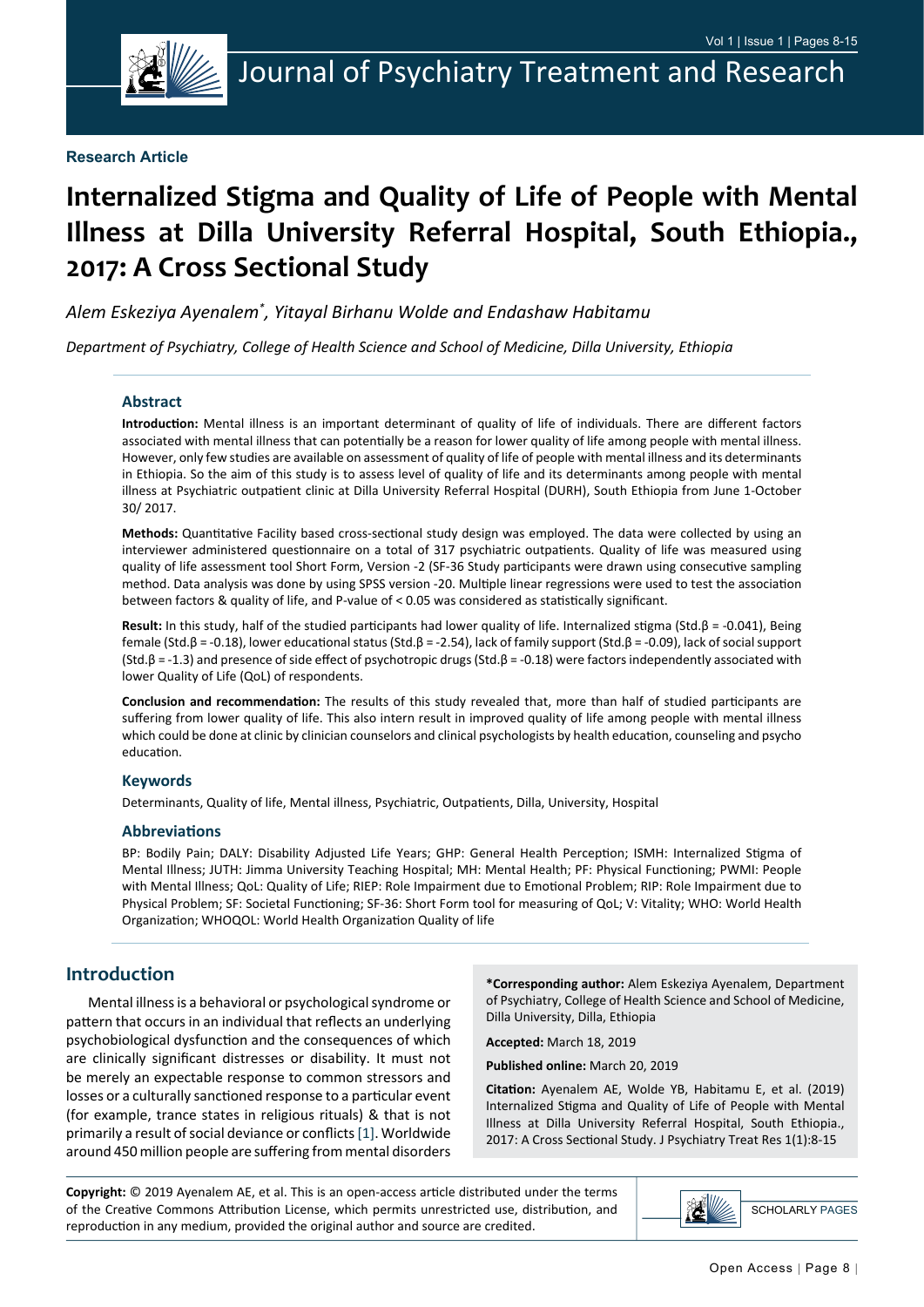**Research Article**

# Internalized Stigma and Quality of Life of People with Mental Illness at Dilla University Referral Hospital, South Ethiopia., 2017: A Cross Sectional Study

*Alem Eskeziya Ayenalem\*, Yitayal Birhanu Wolde and Endashaw Habitamu*

*Department of Psychiatry, College of Health Science and School of Medicine, Dilla University, Ethiopia*

## Abstract

**Introduction:** Mental illness is an important determinant of quality of life of individuals. There are different factors associated with mental illness that can potentially be a reason for lower quality of life among people with mental illness. However, only few studies are available on assessment of quality of life of people with mental illness and its determinants in Ethiopia. So the aim of this study is to assess level of quality of life and its determinants among people with mental illness at Psychiatric outpatient clinic at Dilla University Referral Hospital (DURH), South Ethiopia from June 1-October 30/ 2017.

**Methods:** Quantitative Facility based cross-sectional study design was employed. The data were collected by using an interviewer administered questionnaire on a total of 317 psychiatric outpatients. Quality of life was measured using quality of life assessment tool Short Form, Version -2 (SF-36 Study participants were drawn using consecutive sampling method. Data analysis was done by using SPSS version -20. Multiple linear regressions were used to test the association between factors & quality of life, and P-value of < 0.05 was considered as statistically significant.

**Result:** In this study, half of the studied participants had lower quality of life. Internalized stigma (Std.β = -0.041), Being female (Std.β = -0.18), lower educational status (Std.β = -2.54), lack of family support (Std.β = -0.09), lack of social support (Std.β = -1.3) and presence of side effect of psychotropic drugs (Std.β = -0.18) were factors independently associated with lower Quality of Life (QoL) of respondents.

**Conclusion and recommendation:** The results of this study revealed that, more than half of studied participants are suffering from lower quality of life. This also intern result in improved quality of life among people with mental illness which could be done at clinic by clinician counselors and clinical psychologists by health education, counseling and psycho education.

### Keywords

Determinants, Quality of life, Mental illness, Psychiatric, Outpatients, Dilla, University, Hospital

### Abbreviations

BP: Bodily Pain; DALY: Disability Adjusted Life Years; GHP: General Health Perception; ISMH: Internalized Stigma of Mental Illness; JUTH: Jimma University Teaching Hospital; MH: Mental Health; PF: Physical Functioning; PWMI: People with Mental Illness; QoL: Quality of Life; RIEP: Role Impairment due to Emotional Problem; RIP: Role Impairment due to Physical Problem; SF: Societal Functioning; SF-36: Short Form tool for measuring of QoL; V: Vitality; WHO: World Health Organization; WHOQOL: World Health Organization Quality of life

## Introduction

Mental illness is a behavioral or psychological syndrome or pattern that occurs in an individual that reflects an underlying psychobiological dysfunction and the consequences of which are clinically significant distresses or disability. It must not be merely an expectable response to common stressors and losses or a culturally sanctioned response to a particular event (for example, trance states in religious rituals) & that is not primarily a result of social deviance or conflicts [1]. Worldwide around 450 million people are suffering from mental disorders

**\*Corresponding author:** Alem Eskeziya Ayenalem, Department of Psychiatry, College of Health Science and School of Medicine, Dilla University, Dilla, Ethiopia

**Accepted:** March 18, 2019

**Published online:** March 20, 2019

**Citation:** Ayenalem AE, Wolde YB, Habitamu E, et al. (2019) Internalized Stigma and Quality of Life of People with Mental Illness at Dilla University Referral Hospital, South Ethiopia., 2017: A Cross Sectional Study. J Psychiatry Treat Res 1(1):8-15

**Copyright:** © 2019 Ayenalem AE, et al. This is an open-access article distributed under the terms of the Creative Commons Attribution License, which permits unrestricted use, distribution, and reproduction in any medium, provided the original author and source are credited.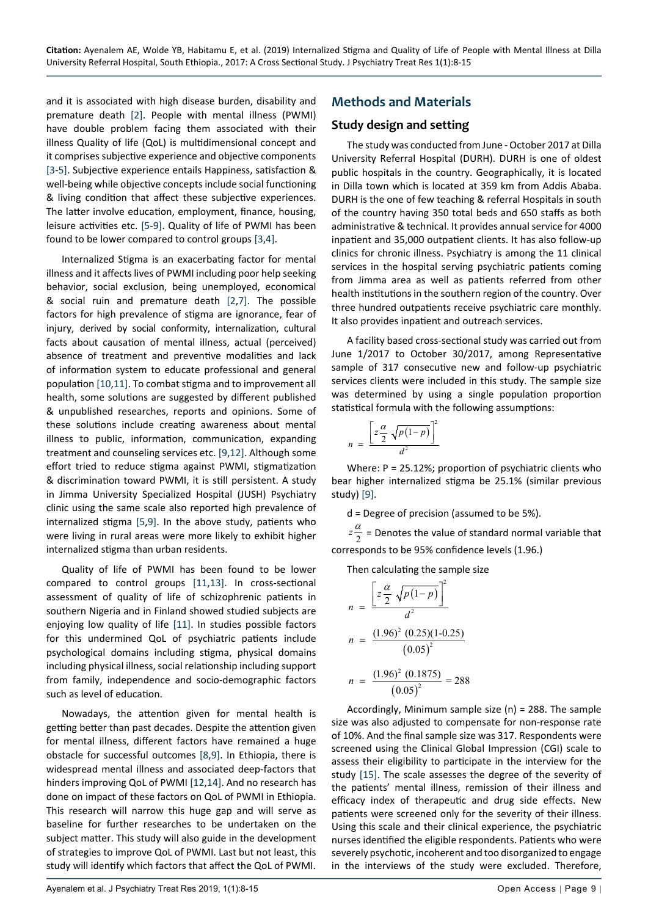and it is associated with high disease burden, disability and premature death [2]. People with mental illness (PWMI) have double problem facing them associated with their illness Quality of life (QoL) is multidimensional concept and it comprises subjective experience and objective components [3-5]. Subjective experience entails Happiness, satisfaction & well-being while objective concepts include social functioning & living condition that affect these subjective experiences. The latter involve education, employment, finance, housing, leisure activities etc. [5-9]. Quality of life of PWMI has been found to be lower compared to control groups [3,4].

Internalized Stigma is an exacerbating factor for mental illness and it affects lives of PWMI including poor help seeking behavior, social exclusion, being unemployed, economical & social ruin and premature death [2,7]. The possible factors for high prevalence of stigma are ignorance, fear of injury, derived by social conformity, internalization, cultural facts about causation of mental illness, actual (perceived) absence of treatment and preventive modalities and lack of information system to educate professional and general population [10,11]. To combat stigma and to improvement all health, some solutions are suggested by different published & unpublished researches, reports and opinions. Some of these solutions include creating awareness about mental illness to public, information, communication, expanding treatment and counseling services etc. [9,12]. Although some effort tried to reduce stigma against PWMI, stigmatization & discrimination toward PWMI, it is still persistent. A study in Jimma University Specialized Hospital (JUSH) Psychiatry clinic using the same scale also reported high prevalence of internalized stigma [5,9]. In the above study, patients who were living in rural areas were more likely to exhibit higher internalized stigma than urban residents.

Quality of life of PWMI has been found to be lower compared to control groups [11,13]. In cross-sectional assessment of quality of life of schizophrenic patients in southern Nigeria and in Finland showed studied subjects are enjoying low quality of life [11]. In studies possible factors for this undermined QoL of psychiatric patients include psychological domains including stigma, physical domains including physical illness, social relationship including support from family, independence and socio-demographic factors such as level of education.

Nowadays, the attention given for mental health is getting better than past decades. Despite the attention given for mental illness, different factors have remained a huge obstacle for successful outcomes [8,9]. In Ethiopia, there is widespread mental illness and associated deep-factors that hinders improving QoL of PWMI [12,14]. And no research has done on impact of these factors on QoL of PWMI in Ethiopia. This research will narrow this huge gap and will serve as baseline for further researches to be undertaken on the subject matter. This study will also guide in the development of strategies to improve QoL of PWMI. Last but not least, this study will identify which factors that affect the QoL of PWMI.

## Methods and Materials

### Study design and setting

The study was conducted from June - October 2017 at Dilla University Referral Hospital (DURH). DURH is one of oldest public hospitals in the country. Geographically, it is located in Dilla town which is located at 359 km from Addis Ababa. DURH is the one of few teaching & referral Hospitals in south of the country having 350 total beds and 650 staffs as both administrative & technical. It provides annual service for 4000 inpatient and 35,000 outpatient clients. It has also follow-up clinics for chronic illness. Psychiatry is among the 11 clinical services in the hospital serving psychiatric patients coming from Jimma area as well as patients referred from other health institutions in the southern region of the country. Over three hundred outpatients receive psychiatric care monthly. It also provides inpatient and outreach services.

A facility based cross-sectional study was carried out from June 1/2017 to October 30/2017, among Representative sample of 317 consecutive new and follow-up psychiatric services clients were included in this study. The sample size was determined by using a single population proportion statistical formula with the following assumptions:

$$n = \frac{\left[z\frac{\alpha}{2}\sqrt{p(1-p)}\right]^2}{d^2}$$

Where: P = 25.12%; proportion of psychiatric clients who bear higher internalized stigma be 25.1% (similar previous study) [9].

d = Degree of precision (assumed to be 5%).

$z\frac{\alpha}{2}$ = Denotes the value of standard normal variable that corresponds to be 95% confidence levels (1.96.)

Then calculating the sample size

$$n = \frac{\left[z\frac{\alpha}{2}\sqrt{p(1-p)}\right]^2}{d^2}$$

$$n = \frac{(1.96)^2\ (0.25)(1\text{-}0.25)}{(0.05)^2}$$

$$n = \frac{(1.96)^2\ (0.1875)}{(0.05)^2} = 288$$

Accordingly, Minimum sample size (n) = 288. The sample size was also adjusted to compensate for non-response rate of 10%. And the final sample size was 317. Respondents were screened using the Clinical Global Impression (CGI) scale to assess their eligibility to participate in the interview for the study [15]. The scale assesses the degree of the severity of the patients' mental illness, remission of their illness and efficacy index of therapeutic and drug side effects. New patients were screened only for the severity of their illness. Using this scale and their clinical experience, the psychiatric nurses identified the eligible respondents. Patients who were severely psychotic, incoherent and too disorganized to engage in the interviews of the study were excluded. Therefore,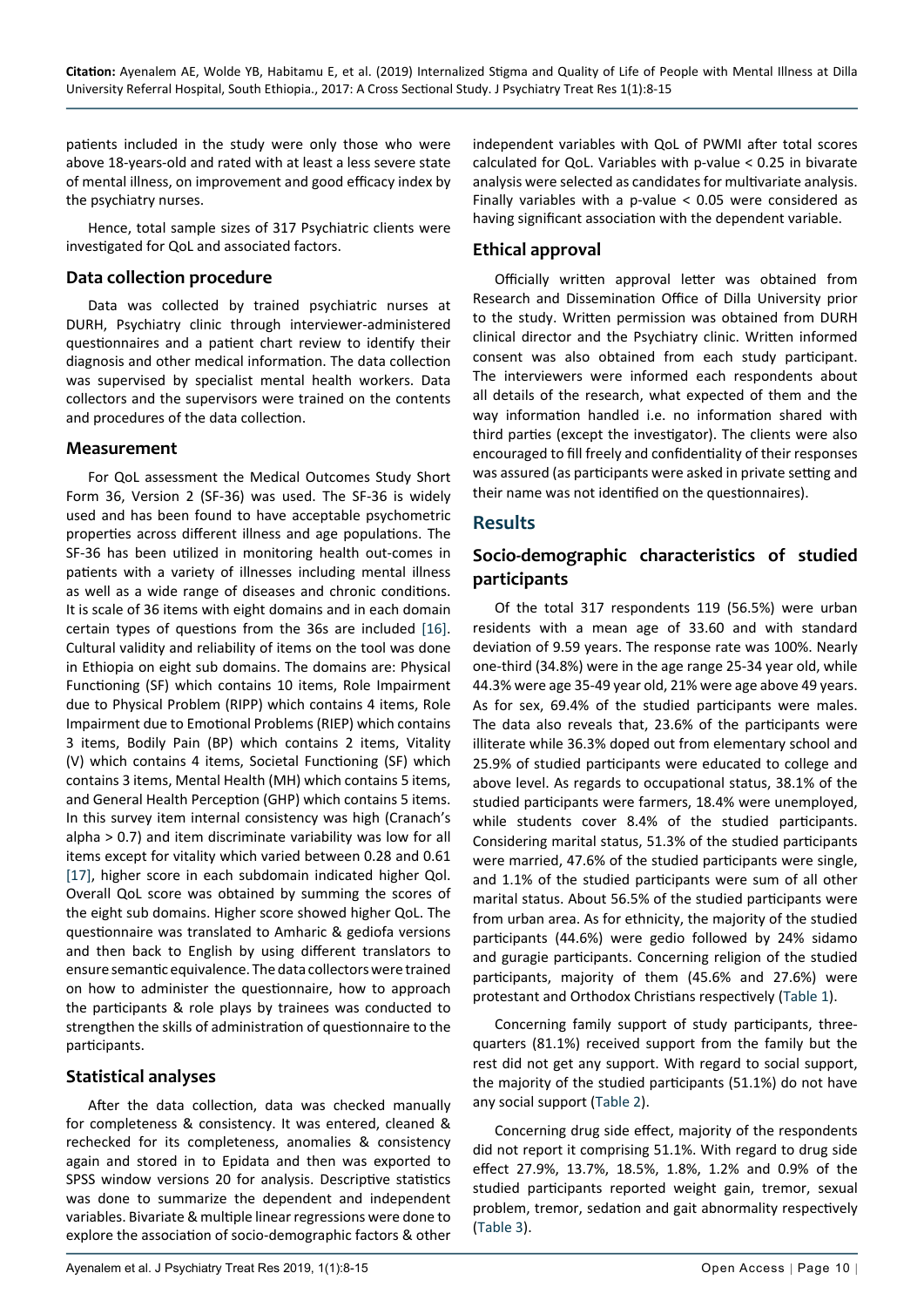patients included in the study were only those who were above 18-years-old and rated with at least a less severe state of mental illness, on improvement and good efficacy index by the psychiatry nurses.

Hence, total sample sizes of 317 Psychiatric clients were investigated for QoL and associated factors.

### Data collection procedure

Data was collected by trained psychiatric nurses at DURH, Psychiatry clinic through interviewer-administered questionnaires and a patient chart review to identify their diagnosis and other medical information. The data collection was supervised by specialist mental health workers. Data collectors and the supervisors were trained on the contents and procedures of the data collection.

### Measurement

For QoL assessment the Medical Outcomes Study Short Form 36, Version 2 (SF-36) was used. The SF-36 is widely used and has been found to have acceptable psychometric properties across different illness and age populations. The SF-36 has been utilized in monitoring health out-comes in patients with a variety of illnesses including mental illness as well as a wide range of diseases and chronic conditions. It is scale of 36 items with eight domains and in each domain certain types of questions from the 36s are included [16]. Cultural validity and reliability of items on the tool was done in Ethiopia on eight sub domains. The domains are: Physical Functioning (SF) which contains 10 items, Role Impairment due to Physical Problem (RIPP) which contains 4 items, Role Impairment due to Emotional Problems (RIEP) which contains 3 items, Bodily Pain (BP) which contains 2 items, Vitality (V) which contains 4 items, Societal Functioning (SF) which contains 3 items, Mental Health (MH) which contains 5 items, and General Health Perception (GHP) which contains 5 items. In this survey item internal consistency was high (Cranach's alpha > 0.7) and item discriminate variability was low for all items except for vitality which varied between 0.28 and 0.61 [17], higher score in each subdomain indicated higher Qol. Overall QoL score was obtained by summing the scores of the eight sub domains. Higher score showed higher QoL. The questionnaire was translated to Amharic & gediofa versions and then back to English by using different translators to ensure semantic equivalence. The data collectors were trained on how to administer the questionnaire, how to approach the participants & role plays by trainees was conducted to strengthen the skills of administration of questionnaire to the participants.

### Statistical analyses

After the data collection, data was checked manually for completeness & consistency. It was entered, cleaned & rechecked for its completeness, anomalies & consistency again and stored in to Epidata and then was exported to SPSS window versions 20 for analysis. Descriptive statistics was done to summarize the dependent and independent variables. Bivariate & multiple linear regressions were done to explore the association of socio-demographic factors & other independent variables with QoL of PWMI after total scores calculated for QoL. Variables with p-value < 0.25 in bivarate analysis were selected as candidates for multivariate analysis. Finally variables with a p-value < 0.05 were considered as having significant association with the dependent variable.

### Ethical approval

Officially written approval letter was obtained from Research and Dissemination Office of Dilla University prior to the study. Written permission was obtained from DURH clinical director and the Psychiatry clinic. Written informed consent was also obtained from each study participant. The interviewers were informed each respondents about all details of the research, what expected of them and the way information handled i.e. no information shared with third parties (except the investigator). The clients were also encouraged to fill freely and confidentiality of their responses was assured (as participants were asked in private setting and their name was not identified on the questionnaires).

## Results

### Socio-demographic characteristics of studied participants

Of the total 317 respondents 119 (56.5%) were urban residents with a mean age of 33.60 and with standard deviation of 9.59 years. The response rate was 100%. Nearly one-third (34.8%) were in the age range 25-34 year old, while 44.3% were age 35-49 year old, 21% were age above 49 years. As for sex, 69.4% of the studied participants were males. The data also reveals that, 23.6% of the participants were illiterate while 36.3% doped out from elementary school and 25.9% of studied participants were educated to college and above level. As regards to occupational status, 38.1% of the studied participants were farmers, 18.4% were unemployed, while students cover 8.4% of the studied participants. Considering marital status, 51.3% of the studied participants were married, 47.6% of the studied participants were single, and 1.1% of the studied participants were sum of all other marital status. About 56.5% of the studied participants were from urban area. As for ethnicity, the majority of the studied participants (44.6%) were gedio followed by 24% sidamo and guragie participants. Concerning religion of the studied participants, majority of them (45.6% and 27.6%) were protestant and Orthodox Christians respectively (Table 1).

Concerning family support of study participants, three-quarters (81.1%) received support from the family but the rest did not get any support. With regard to social support, the majority of the studied participants (51.1%) do not have any social support (Table 2).

Concerning drug side effect, majority of the respondents did not report it comprising 51.1%. With regard to drug side effect 27.9%, 13.7%, 18.5%, 1.8%, 1.2% and 0.9% of the studied participants reported weight gain, tremor, sexual problem, tremor, sedation and gait abnormality respectively (Table 3).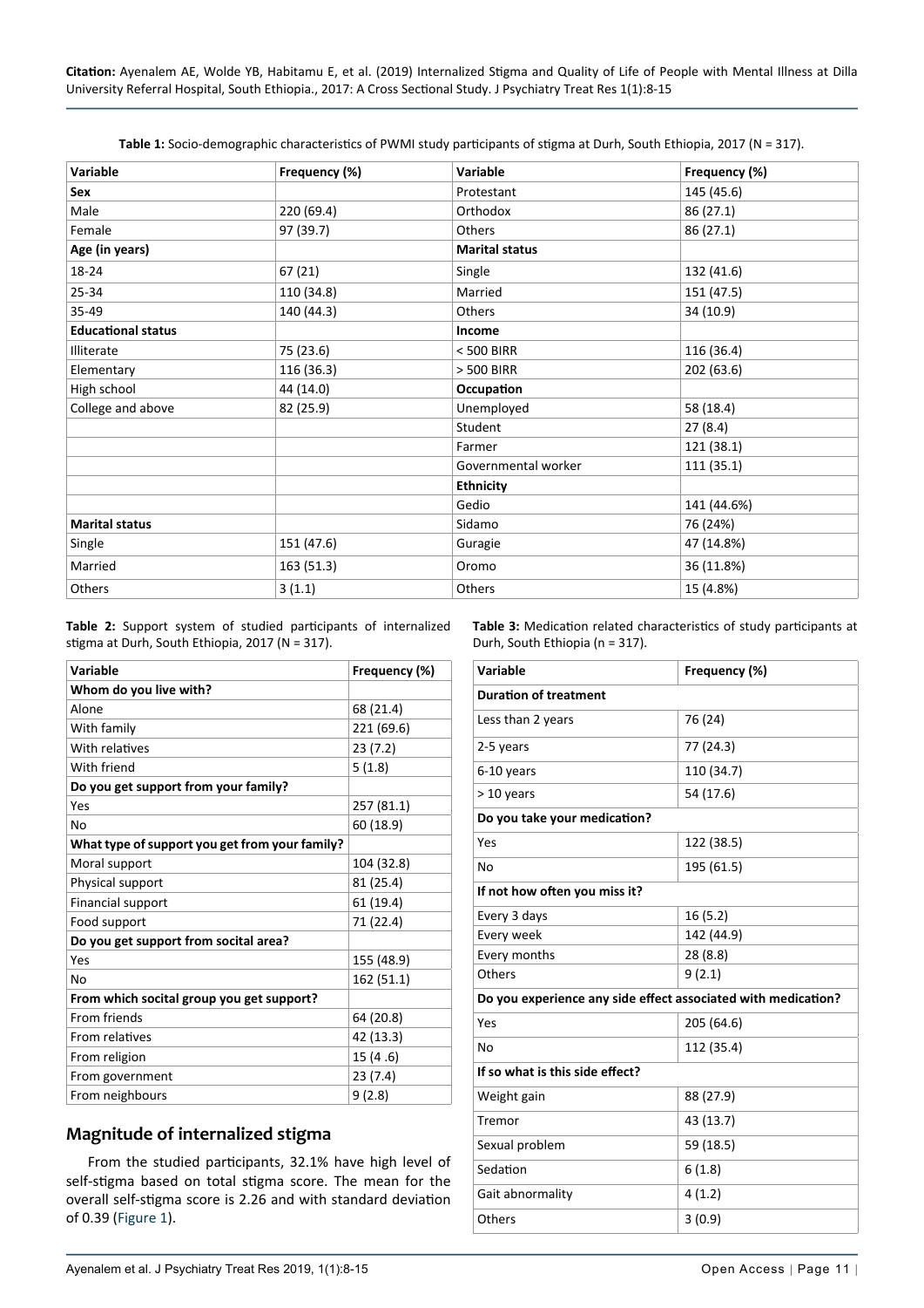**Table 1:** Socio-demographic characteristics of PWMI study participants of stigma at Durh, South Ethiopia, 2017 (N = 317).

| Variable | Frequency (%) | Variable | Frequency (%) |
|---|---|---|---|
| **Sex** | | Protestant | 145 (45.6) |
| Male | 220 (69.4) | Orthodox | 86 (27.1) |
| Female | 97 (39.7) | Others | 86 (27.1) |
| **Age (in years)** | | **Marital status** | |
| 18-24 | 67 (21) | Single | 132 (41.6) |
| 25-34 | 110 (34.8) | Married | 151 (47.5) |
| 35-49 | 140 (44.3) | Others | 34 (10.9) |
| **Educational status** | | **Income** | |
| Illiterate | 75 (23.6) | < 500 BIRR | 116 (36.4) |
| Elementary | 116 (36.3) | > 500 BIRR | 202 (63.6) |
| High school | 44 (14.0) | **Occupation** | |
| College and above | 82 (25.9) | Unemployed | 58 (18.4) |
| | | Student | 27 (8.4) |
| | | Farmer | 121 (38.1) |
| | | Governmental worker | 111 (35.1) |
| | | **Ethnicity** | |
| | | Gedio | 141 (44.6%) |
| **Marital status** | | Sidamo | 76 (24%) |
| Single | 151 (47.6) | Guragie | 47 (14.8%) |
| Married | 163 (51.3) | Oromo | 36 (11.8%) |
| Others | 3 (1.1) | Others | 15 (4.8%) |

**Table 2:** Support system of studied participants of internalized stigma at Durh, South Ethiopia, 2017 (N = 317).

| Variable | Frequency (%) |
|---|---|
| **Whom do you live with?** | |
| Alone | 68 (21.4) |
| With family | 221 (69.6) |
| With relatives | 23 (7.2) |
| With friend | 5 (1.8) |
| **Do you get support from your family?** | |
| Yes | 257 (81.1) |
| No | 60 (18.9) |
| **What type of support you get from your family?** | |
| Moral support | 104 (32.8) |
| Physical support | 81 (25.4) |
| Financial support | 61 (19.4) |
| Food support | 71 (22.4) |
| **Do you get support from socital area?** | |
| Yes | 155 (48.9) |
| No | 162 (51.1) |
| **From which socital group you get support?** | |
| From friends | 64 (20.8) |
| From relatives | 42 (13.3) |
| From religion | 15 (4 .6) |
| From government | 23 (7.4) |
| From neighbours | 9 (2.8) |

## Magnitude of internalized stigma

From the studied participants, 32.1% have high level of self-stigma based on total stigma score. The mean for the overall self-stigma score is 2.26 and with standard deviation of 0.39 (Figure 1).

**Table 3:** Medication related characteristics of study participants at Durh, South Ethiopia (n = 317).

| Variable | Frequency (%) |
|---|---|
| **Duration of treatment** | |
| Less than 2 years | 76 (24) |
| 2-5 years | 77 (24.3) |
| 6-10 years | 110 (34.7) |
| > 10 years | 54 (17.6) |
| **Do you take your medication?** | |
| Yes | 122 (38.5) |
| No | 195 (61.5) |
| **If not how often you miss it?** | |
| Every 3 days | 16 (5.2) |
| Every week | 142 (44.9) |
| Every months | 28 (8.8) |
| Others | 9 (2.1) |
| **Do you experience any side effect associated with medication?** | |
| Yes | 205 (64.6) |
| No | 112 (35.4) |
| **If so what is this side effect?** | |
| Weight gain | 88 (27.9) |
| Tremor | 43 (13.7) |
| Sexual problem | 59 (18.5) |
| Sedation | 6 (1.8) |
| Gait abnormality | 4 (1.2) |
| Others | 3 (0.9) |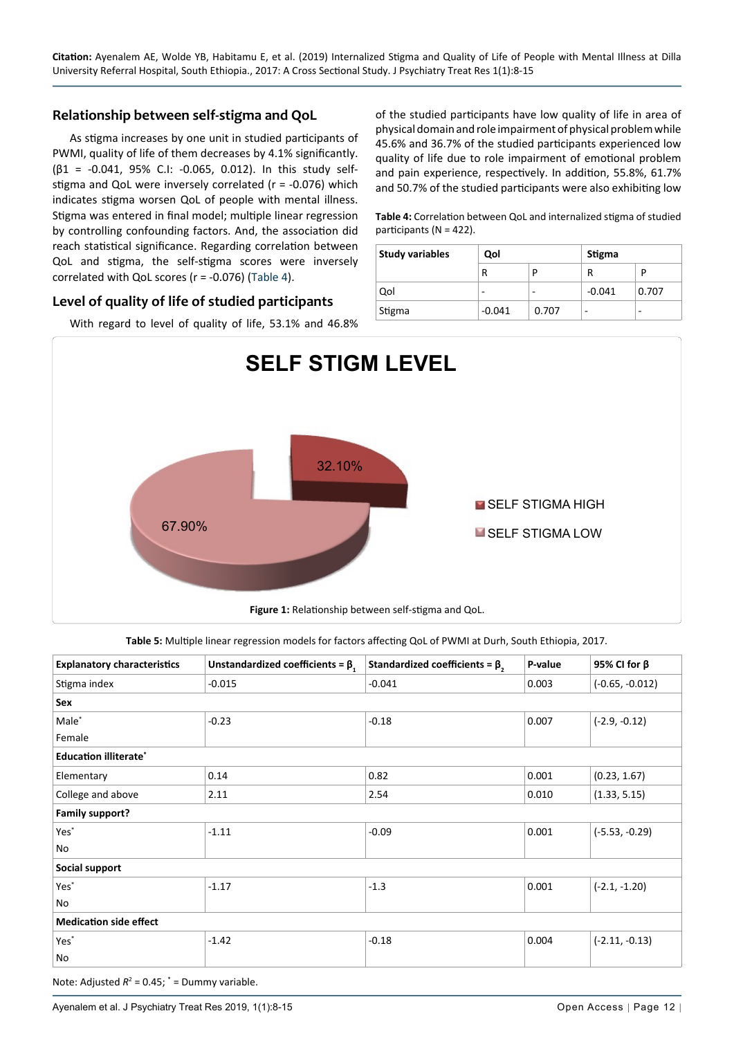## Relationship between self-stigma and QoL

As stigma increases by one unit in studied participants of PWMI, quality of life of them decreases by 4.1% significantly. ($\beta 1$ = -0.041, 95% C.I: -0.065, 0.012). In this study self-stigma and QoL were inversely correlated (r = -0.076) which indicates stigma worsen QoL of people with mental illness. Stigma was entered in final model; multiple linear regression by controlling confounding factors. And, the association did reach statistical significance. Regarding correlation between QoL and stigma, the self-stigma scores were inversely correlated with QoL scores (r = -0.076) (Table 4).

## Level of quality of life of studied participants

With regard to level of quality of life, 53.1% and 46.8% of the studied participants have low quality of life in area of physical domain and role impairment of physical problem while 45.6% and 36.7% of the studied participants experienced low quality of life due to role impairment of emotional problem and pain experience, respectively. In addition, 55.8%, 61.7% and 50.7% of the studied participants were also exhibiting low

**Table 4:** Correlation between QoL and internalized stigma of studied participants (N = 422).

| Study variables | Qol | | Stigma | |
|---|---|---|---|---|
| | R | P | R | P |
| Qol | - | - | -0.041 | 0.707 |
| Stigma | -0.041 | 0.707 | - | - |

**SELF STIGM LEVEL**

- SELF STIGMA HIGH: 32.10%
- SELF STIGMA LOW: 67.90%

**Figure 1:** Relationship between self-stigma and QoL.

**Table 5:** Multiple linear regression models for factors affecting QoL of PWMI at Durh, South Ethiopia, 2017.

| Explanatory characteristics | Unstandardized coefficients = $\beta_1$ | Standardized coefficients = $\beta_2$ | P-value | 95% CI for β |
|---|---|---|---|---|
| Stigma index | -0.015 | -0.041 | 0.003 | (-0.65, -0.012) |
| **Sex** | | | | |
| Male* | -0.23 | -0.18 | 0.007 | (-2.9, -0.12) |
| Female | | | | |
| **Education illiterate*** | | | | |
| Elementary | 0.14 | 0.82 | 0.001 | (0.23, 1.67) |
| College and above | 2.11 | 2.54 | 0.010 | (1.33, 5.15) |
| **Family support?** | | | | |
| Yes* | -1.11 | -0.09 | 0.001 | (-5.53, -0.29) |
| No | | | | |
| **Social support** | | | | |
| Yes* | -1.17 | -1.3 | 0.001 | (-2.1, -1.20) |
| No | | | | |
| **Medication side effect** | | | | |
| Yes* | -1.42 | -0.18 | 0.004 | (-2.11, -0.13) |
| No | | | | |

Note: Adjusted $R^2$ = 0.45; * = Dummy variable.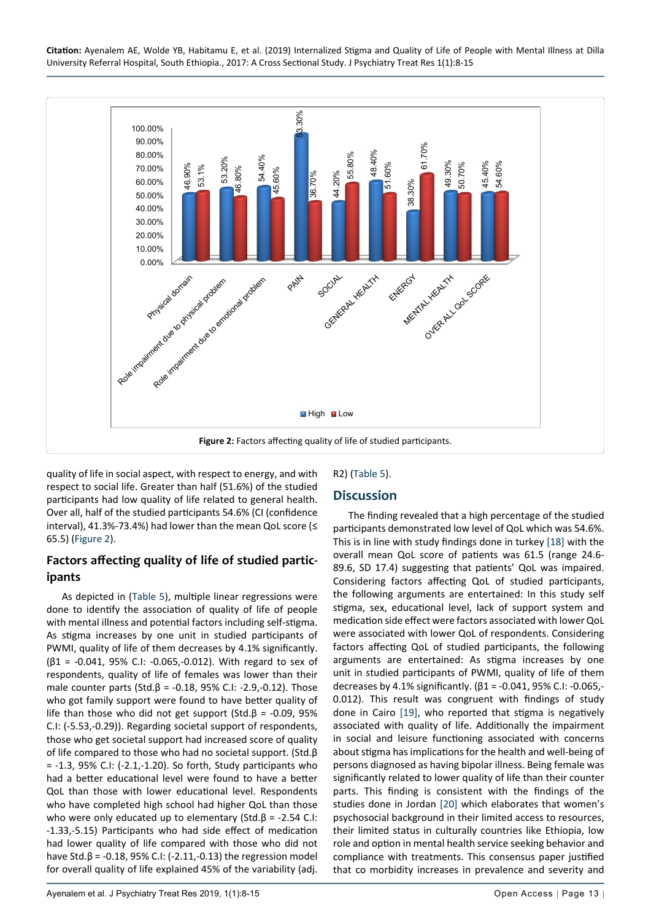Figure 2: Factors affecting quality of life of studied participants.

quality of life in social aspect, with respect to energy, and with respect to social life. Greater than half (51.6%) of the studied participants had low quality of life related to general health. Over all, half of the studied participants 54.6% (CI (confidence interval), 41.3%-73.4%) had lower than the mean QoL score (≤ 65.5) (Figure 2).

## Factors affecting quality of life of studied participants

As depicted in (Table 5), multiple linear regressions were done to identify the association of quality of life of people with mental illness and potential factors including self-stigma. As stigma increases by one unit in studied participants of PWMI, quality of life of them decreases by 4.1% significantly. ($\beta 1$ = -0.041, 95% C.I: -0.065,-0.012). With regard to sex of respondents, quality of life of females was lower than their male counter parts (Std.$\beta$ = -0.18, 95% C.I: -2.9,-0.12). Those who got family support were found to have better quality of life than those who did not get support (Std.$\beta$ = -0.09, 95% C.I: (-5.53,-0.29)). Regarding societal support of respondents, those who get societal support had increased score of quality of life compared to those who had no societal support. (Std.$\beta$ = -1.3, 95% C.I: (-2.1,-1.20). So forth, Study participants who had a better educational level were found to have a better QoL than those with lower educational level. Respondents who have completed high school had higher QoL than those who were only educated up to elementary (Std.$\beta$ = -2.54 C.I: -1.33,-5.15) Participants who had side effect of medication had lower quality of life compared with those who did not have Std.$\beta$ = -0.18, 95% C.I: (-2.11,-0.13) the regression model for overall quality of life explained 45% of the variability (adj. $R2$) (Table 5).

## Discussion

The finding revealed that a high percentage of the studied participants demonstrated low level of QoL which was 54.6%. This is in line with study findings done in turkey [18] with the overall mean QoL score of patients was 61.5 (range 24.6-89.6, SD 17.4) suggesting that patients' QoL was impaired. Considering factors affecting QoL of studied participants, the following arguments are entertained: In this study self stigma, sex, educational level, lack of support system and medication side effect were factors associated with lower QoL were associated with lower QoL of respondents. Considering factors affecting QoL of studied participants, the following arguments are entertained: As stigma increases by one unit in studied participants of PWMI, quality of life of them decreases by 4.1% significantly. ($\beta 1$ = -0.041, 95% C.I: -0.065,-0.012). This result was congruent with findings of study done in Cairo [19], who reported that stigma is negatively associated with quality of life. Additionally the impairment in social and leisure functioning associated with concerns about stigma has implications for the health and well-being of persons diagnosed as having bipolar illness. Being female was significantly related to lower quality of life than their counter parts. This finding is consistent with the findings of the studies done in Jordan [20] which elaborates that women's psychosocial background in their limited access to resources, their limited status in culturally countries like Ethiopia, low role and option in mental health service seeking behavior and compliance with treatments. This consensus paper justified that co morbidity increases in prevalence and severity and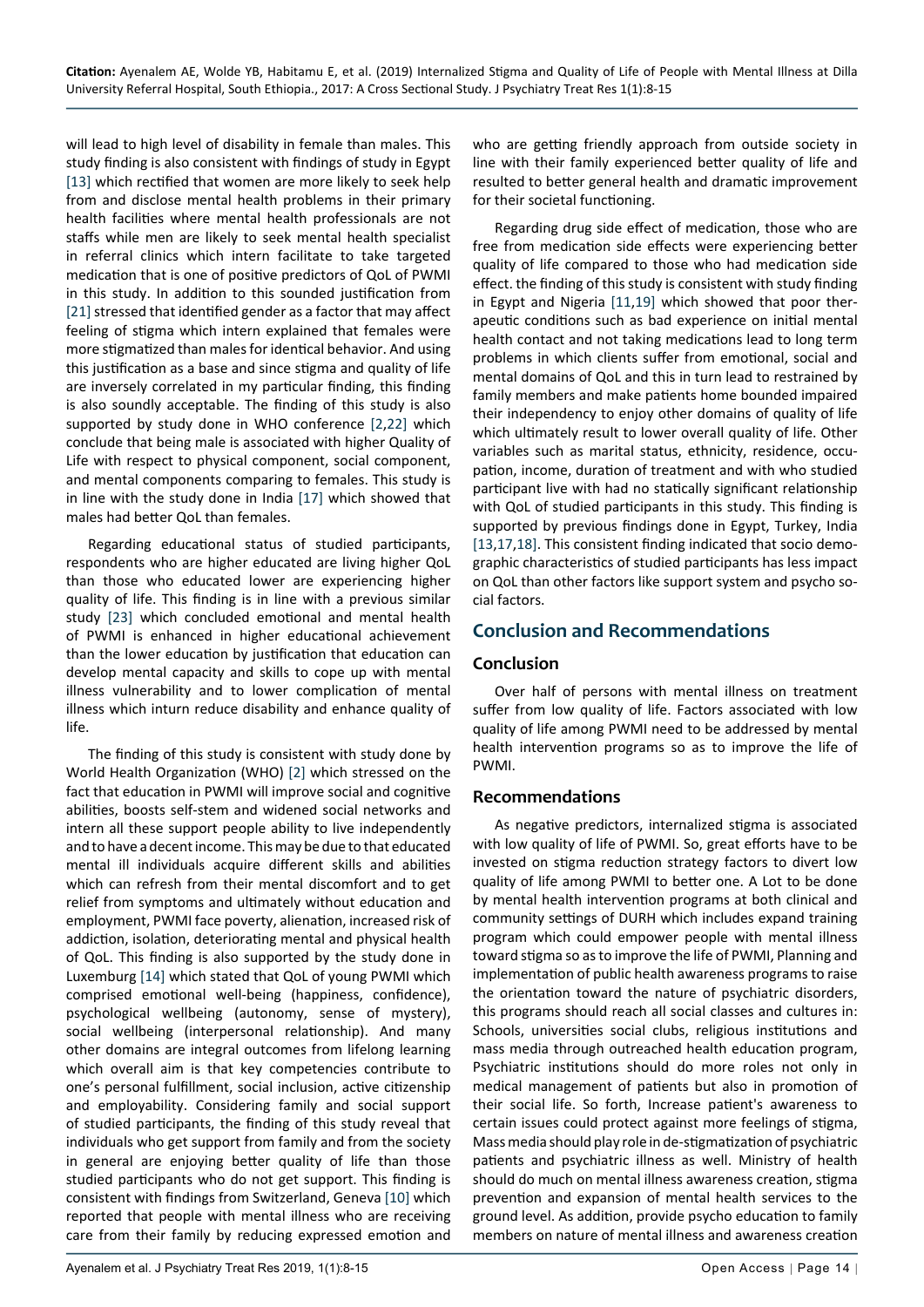will lead to high level of disability in female than males. This study finding is also consistent with findings of study in Egypt [13] which rectified that women are more likely to seek help from and disclose mental health problems in their primary health facilities where mental health professionals are not staffs while men are likely to seek mental health specialist in referral clinics which intern facilitate to take targeted medication that is one of positive predictors of QoL of PWMI in this study. In addition to this sounded justification from [21] stressed that identified gender as a factor that may affect feeling of stigma which intern explained that females were more stigmatized than males for identical behavior. And using this justification as a base and since stigma and quality of life are inversely correlated in my particular finding, this finding is also soundly acceptable. The finding of this study is also supported by study done in WHO conference [2,22] which conclude that being male is associated with higher Quality of Life with respect to physical component, social component, and mental components comparing to females. This study is in line with the study done in India [17] which showed that males had better QoL than females.

Regarding educational status of studied participants, respondents who are higher educated are living higher QoL than those who educated lower are experiencing higher quality of life. This finding is in line with a previous similar study [23] which concluded emotional and mental health of PWMI is enhanced in higher educational achievement than the lower education by justification that education can develop mental capacity and skills to cope up with mental illness vulnerability and to lower complication of mental illness which inturn reduce disability and enhance quality of life.

The finding of this study is consistent with study done by World Health Organization (WHO) [2] which stressed on the fact that education in PWMI will improve social and cognitive abilities, boosts self-stem and widened social networks and intern all these support people ability to live independently and to have a decent income. This may be due to that educated mental ill individuals acquire different skills and abilities which can refresh from their mental discomfort and to get relief from symptoms and ultimately without education and employment, PWMI face poverty, alienation, increased risk of addiction, isolation, deteriorating mental and physical health of QoL. This finding is also supported by the study done in Luxemburg [14] which stated that QoL of young PWMI which comprised emotional well-being (happiness, confidence), psychological wellbeing (autonomy, sense of mystery), social wellbeing (interpersonal relationship). And many other domains are integral outcomes from lifelong learning which overall aim is that key competencies contribute to one's personal fulfillment, social inclusion, active citizenship and employability. Considering family and social support of studied participants, the finding of this study reveal that individuals who get support from family and from the society in general are enjoying better quality of life than those studied participants who do not get support. This finding is consistent with findings from Switzerland, Geneva [10] which reported that people with mental illness who are receiving care from their family by reducing expressed emotion and who are getting friendly approach from outside society in line with their family experienced better quality of life and resulted to better general health and dramatic improvement for their societal functioning.

Regarding drug side effect of medication, those who are free from medication side effects were experiencing better quality of life compared to those who had medication side effect. the finding of this study is consistent with study finding in Egypt and Nigeria [11,19] which showed that poor therapeutic conditions such as bad experience on initial mental health contact and not taking medications lead to long term problems in which clients suffer from emotional, social and mental domains of QoL and this in turn lead to restrained by family members and make patients home bounded impaired their independency to enjoy other domains of quality of life which ultimately result to lower overall quality of life. Other variables such as marital status, ethnicity, residence, occupation, income, duration of treatment and with who studied participant live with had no statically significant relationship with QoL of studied participants in this study. This finding is supported by previous findings done in Egypt, Turkey, India [13,17,18]. This consistent finding indicated that socio demographic characteristics of studied participants has less impact on QoL than other factors like support system and psycho social factors.

## Conclusion and Recommendations

### Conclusion

Over half of persons with mental illness on treatment suffer from low quality of life. Factors associated with low quality of life among PWMI need to be addressed by mental health intervention programs so as to improve the life of PWMI.

### Recommendations

As negative predictors, internalized stigma is associated with low quality of life of PWMI. So, great efforts have to be invested on stigma reduction strategy factors to divert low quality of life among PWMI to better one. A Lot to be done by mental health intervention programs at both clinical and community settings of DURH which includes expand training program which could empower people with mental illness toward stigma so as to improve the life of PWMI, Planning and implementation of public health awareness programs to raise the orientation toward the nature of psychiatric disorders, this programs should reach all social classes and cultures in: Schools, universities social clubs, religious institutions and mass media through outreached health education program, Psychiatric institutions should do more roles not only in medical management of patients but also in promotion of their social life. So forth, Increase patient's awareness to certain issues could protect against more feelings of stigma, Mass media should play role in de-stigmatization of psychiatric patients and psychiatric illness as well. Ministry of health should do much on mental illness awareness creation, stigma prevention and expansion of mental health services to the ground level. As addition, provide psycho education to family members on nature of mental illness and awareness creation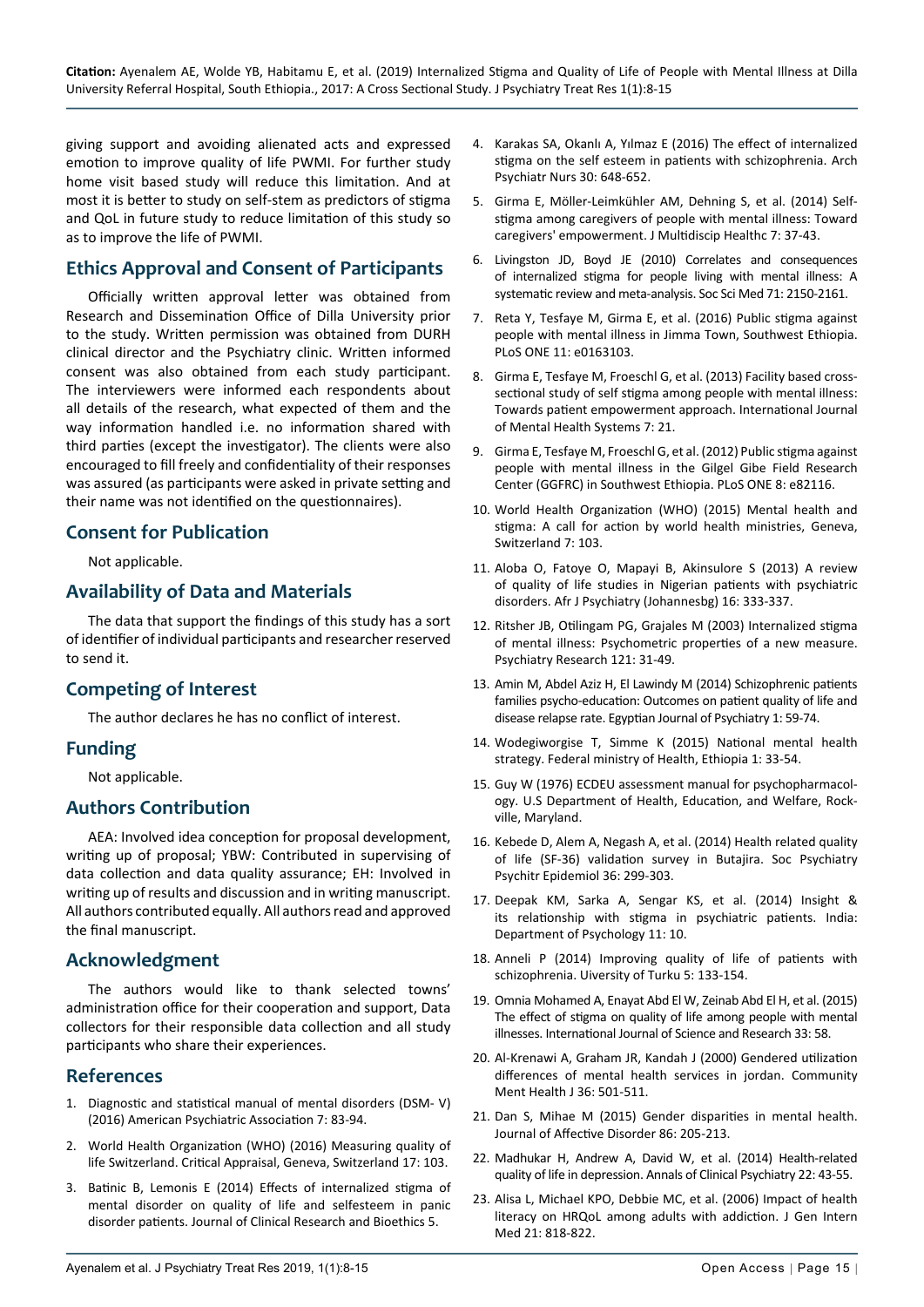giving support and avoiding alienated acts and expressed emotion to improve quality of life PWMI. For further study home visit based study will reduce this limitation. And at most it is better to study on self-stem as predictors of stigma and QoL in future study to reduce limitation of this study so as to improve the life of PWMI.

## Ethics Approval and Consent of Participants

Officially written approval letter was obtained from Research and Dissemination Office of Dilla University prior to the study. Written permission was obtained from DURH clinical director and the Psychiatry clinic. Written informed consent was also obtained from each study participant. The interviewers were informed each respondents about all details of the research, what expected of them and the way information handled i.e. no information shared with third parties (except the investigator). The clients were also encouraged to fill freely and confidentiality of their responses was assured (as participants were asked in private setting and their name was not identified on the questionnaires).

## Consent for Publication

Not applicable.

## Availability of Data and Materials

The data that support the findings of this study has a sort of identifier of individual participants and researcher reserved to send it.

## Competing of Interest

The author declares he has no conflict of interest.

## Funding

Not applicable.

## Authors Contribution

AEA: Involved idea conception for proposal development, writing up of proposal; YBW: Contributed in supervising of data collection and data quality assurance; EH: Involved in writing up of results and discussion and in writing manuscript. All authors contributed equally. All authors read and approved the final manuscript.

## Acknowledgment

The authors would like to thank selected towns' administration office for their cooperation and support, Data collectors for their responsible data collection and all study participants who share their experiences.

## References

1. Diagnostic and statistical manual of mental disorders (DSM- V) (2016) American Psychiatric Association 7: 83-94.
2. World Health Organization (WHO) (2016) Measuring quality of life Switzerland. Critical Appraisal, Geneva, Switzerland 17: 103.
3. Batinic B, Lemonis E (2014) Effects of internalized stigma of mental disorder on quality of life and selfesteem in panic disorder patients. Journal of Clinical Research and Bioethics 5.
4. Karakas SA, Okanlı A, Yılmaz E (2016) The effect of internalized stigma on the self esteem in patients with schizophrenia. Arch Psychiatr Nurs 30: 648-652.
5. Girma E, Möller-Leimkühler AM, Dehning S, et al. (2014) Self-stigma among caregivers of people with mental illness: Toward caregivers' empowerment. J Multidiscip Healthc 7: 37-43.
6. Livingston JD, Boyd JE (2010) Correlates and consequences of internalized stigma for people living with mental illness: A systematic review and meta-analysis. Soc Sci Med 71: 2150-2161.
7. Reta Y, Tesfaye M, Girma E, et al. (2016) Public stigma against people with mental illness in Jimma Town, Southwest Ethiopia. PLoS ONE 11: e0163103.
8. Girma E, Tesfaye M, Froeschl G, et al. (2013) Facility based cross-sectional study of self stigma among people with mental illness: Towards patient empowerment approach. International Journal of Mental Health Systems 7: 21.
9. Girma E, Tesfaye M, Froeschl G, et al. (2012) Public stigma against people with mental illness in the Gilgel Gibe Field Research Center (GGFRC) in Southwest Ethiopia. PLoS ONE 8: e82116.
10. World Health Organization (WHO) (2015) Mental health and stigma: A call for action by world health ministries, Geneva, Switzerland 7: 103.
11. Aloba O, Fatoye O, Mapayi B, Akinsulore S (2013) A review of quality of life studies in Nigerian patients with psychiatric disorders. Afr J Psychiatry (Johannesbg) 16: 333-337.
12. Ritsher JB, Otilingam PG, Grajales M (2003) Internalized stigma of mental illness: Psychometric properties of a new measure. Psychiatry Research 121: 31-49.
13. Amin M, Abdel Aziz H, El Lawindy M (2014) Schizophrenic patients families psycho-education: Outcomes on patient quality of life and disease relapse rate. Egyptian Journal of Psychiatry 1: 59-74.
14. Wodegiworgise T, Simme K (2015) National mental health strategy. Federal ministry of Health, Ethiopia 1: 33-54.
15. Guy W (1976) ECDEU assessment manual for psychopharmacology. U.S Department of Health, Education, and Welfare, Rockville, Maryland.
16. Kebede D, Alem A, Negash A, et al. (2014) Health related quality of life (SF-36) validation survey in Butajira. Soc Psychiatry Psychitr Epidemiol 36: 299-303.
17. Deepak KM, Sarka A, Sengar KS, et al. (2014) Insight & its relationship with stigma in psychiatric patients. India: Department of Psychology 11: 10.
18. Anneli P (2014) Improving quality of life of patients with schizophrenia. Uiversity of Turku 5: 133-154.
19. Omnia Mohamed A, Enayat Abd El W, Zeinab Abd El H, et al. (2015) The effect of stigma on quality of life among people with mental illnesses. International Journal of Science and Research 33: 58.
20. Al-Krenawi A, Graham JR, Kandah J (2000) Gendered utilization differences of mental health services in jordan. Community Ment Health J 36: 501-511.
21. Dan S, Mihae M (2015) Gender disparities in mental health. Journal of Affective Disorder 86: 205-213.
22. Madhukar H, Andrew A, David W, et al. (2014) Health-related quality of life in depression. Annals of Clinical Psychiatry 22: 43-55.
23. Alisa L, Michael KPO, Debbie MC, et al. (2006) Impact of health literacy on HRQoL among adults with addiction. J Gen Intern Med 21: 818-822.